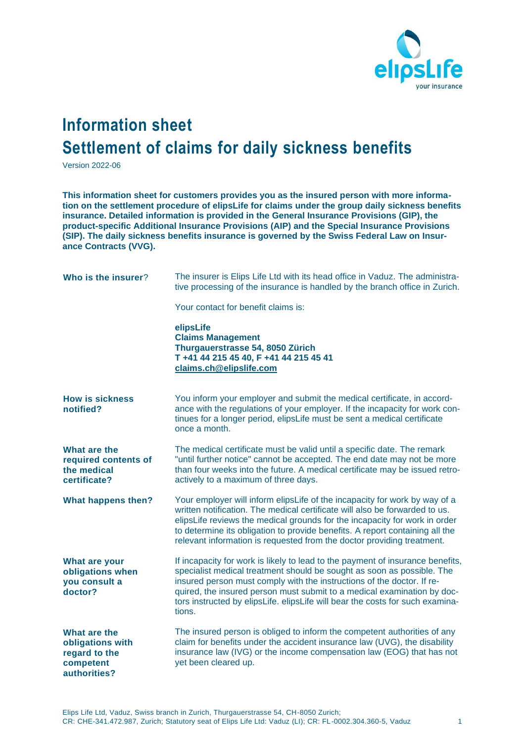# Information sheet

# Settlement of claims for daily sickness benefits

Version 2022-06

**This information sheet for customers provides you as the insured person with more information on the settlement procedure of elipsLife for claims under the group daily sickness benefits insurance. Detailed information is provided in the General Insurance Provisions (GIP), the product-specific Additional Insurance Provisions (AIP) and the Special Insurance Provisions (SIP). The daily sickness benefits insurance is governed by the Swiss Federal Law on Insurance Contracts (VVG).**

| | |
|---|---|
| **Who is the insurer?** | The insurer is Elips Life Ltd with its head office in Vaduz. The administrative processing of the insurance is handled by the branch office in Zurich.<br><br>Your contact for benefit claims is:<br><br>**elipsLife**<br>**Claims Management**<br>**Thurgauerstrasse 54, 8050 Zürich**<br>**T +41 44 215 45 40, F +41 44 215 45 41**<br>**claims.ch@elipslife.com** |
| **How is sickness notified?** | You inform your employer and submit the medical certificate, in accordance with the regulations of your employer. If the incapacity for work continues for a longer period, elipsLife must be sent a medical certificate once a month. |
| **What are the required contents of the medical certificate?** | The medical certificate must be valid until a specific date. The remark "until further notice" cannot be accepted. The end date may not be more than four weeks into the future. A medical certificate may be issued retroactively to a maximum of three days. |
| **What happens then?** | Your employer will inform elipsLife of the incapacity for work by way of a written notification. The medical certificate will also be forwarded to us. elipsLife reviews the medical grounds for the incapacity for work in order to determine its obligation to provide benefits. A report containing all the relevant information is requested from the doctor providing treatment. |
| **What are your obligations when you consult a doctor?** | If incapacity for work is likely to lead to the payment of insurance benefits, specialist medical treatment should be sought as soon as possible. The insured person must comply with the instructions of the doctor. If required, the insured person must submit to a medical examination by doctors instructed by elipsLife. elipsLife will bear the costs for such examinations. |
| **What are the obligations with regard to the competent authorities?** | The insured person is obliged to inform the competent authorities of any claim for benefits under the accident insurance law (UVG), the disability insurance law (IVG) or the income compensation law (EOG) that has not yet been cleared up. |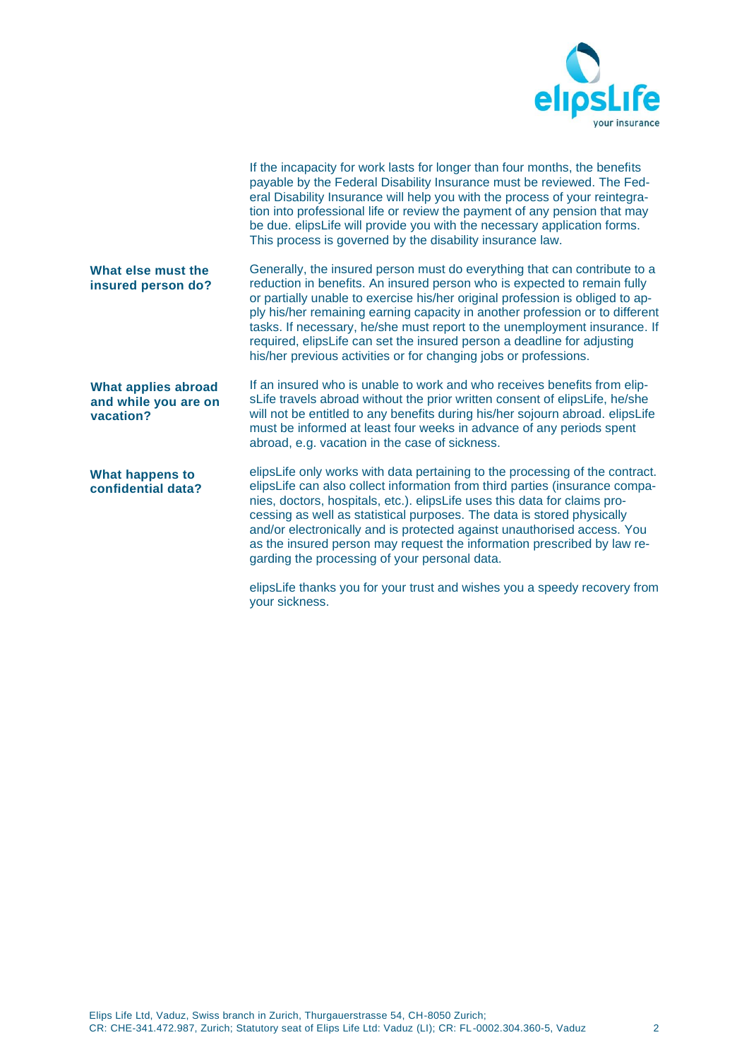If the incapacity for work lasts for longer than four months, the benefits payable by the Federal Disability Insurance must be reviewed. The Federal Disability Insurance will help you with the process of your reintegration into professional life or review the payment of any pension that may be due. elipsLife will provide you with the necessary application forms. This process is governed by the disability insurance law.

**What else must the insured person do?**

Generally, the insured person must do everything that can contribute to a reduction in benefits. An insured person who is expected to remain fully or partially unable to exercise his/her original profession is obliged to apply his/her remaining earning capacity in another profession or to different tasks. If necessary, he/she must report to the unemployment insurance. If required, elipsLife can set the insured person a deadline for adjusting his/her previous activities or for changing jobs or professions.

**What applies abroad and while you are on vacation?**

If an insured who is unable to work and who receives benefits from elipsLife travels abroad without the prior written consent of elipsLife, he/she will not be entitled to any benefits during his/her sojourn abroad. elipsLife must be informed at least four weeks in advance of any periods spent abroad, e.g. vacation in the case of sickness.

**What happens to confidential data?**

elipsLife only works with data pertaining to the processing of the contract. elipsLife can also collect information from third parties (insurance companies, doctors, hospitals, etc.). elipsLife uses this data for claims processing as well as statistical purposes. The data is stored physically and/or electronically and is protected against unauthorised access. You as the insured person may request the information prescribed by law regarding the processing of your personal data.

elipsLife thanks you for your trust and wishes you a speedy recovery from your sickness.

Elips Life Ltd, Vaduz, Swiss branch in Zurich, Thurgauerstrasse 54, CH-8050 Zurich;
CR: CHE-341.472.987, Zurich; Statutory seat of Elips Life Ltd: Vaduz (LI); CR: FL-0002.304.360-5, Vaduz